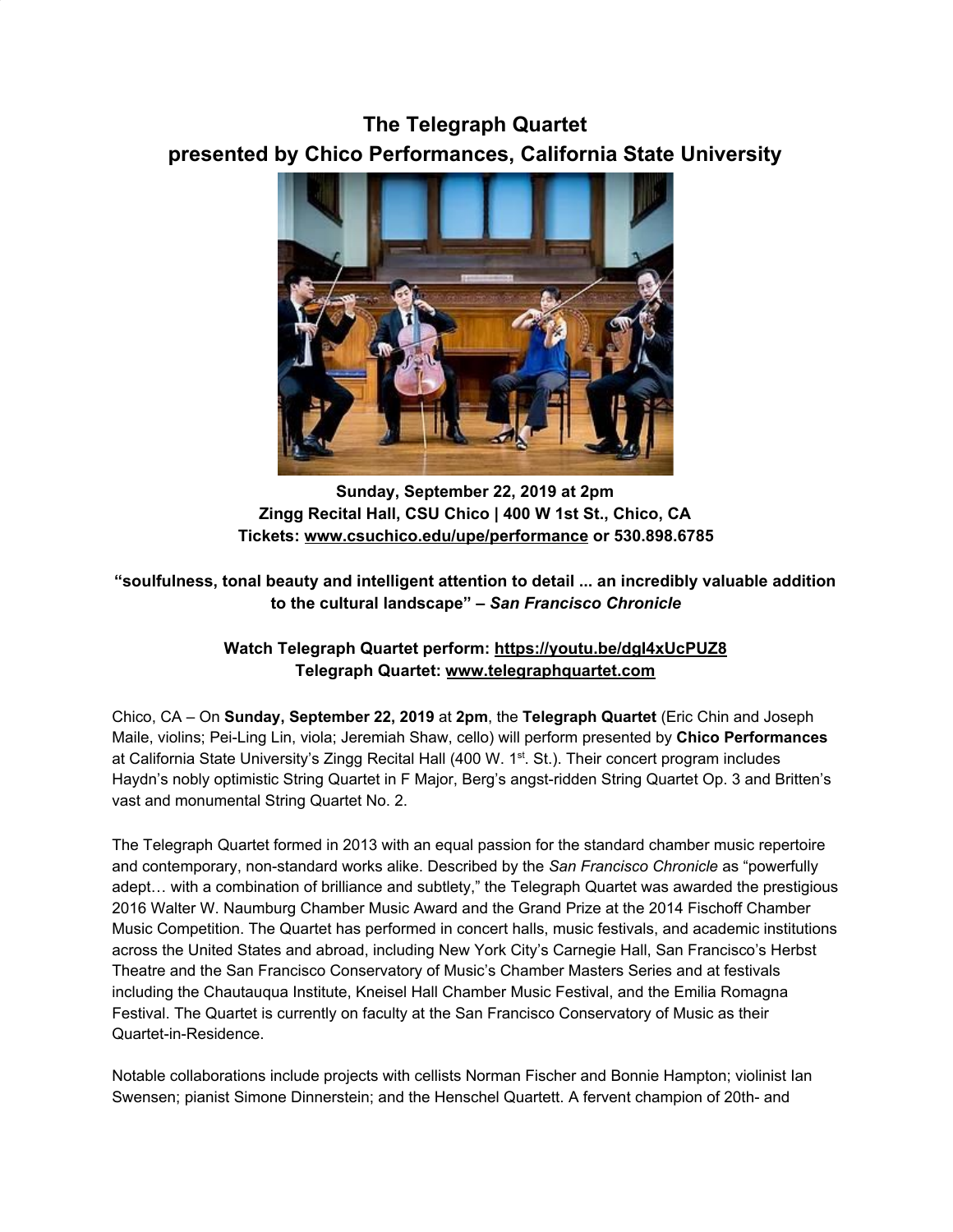# The Telegraph Quartet
# presented by Chico Performances, California State University

**Sunday, September 22, 2019 at 2pm**
**Zingg Recital Hall, CSU Chico | 400 W 1st St., Chico, CA**
**Tickets: www.csuchico.edu/upe/performance or 530.898.6785**

**"soulfulness, tonal beauty and intelligent attention to detail ... an incredibly valuable addition to the cultural landscape" – *San Francisco Chronicle***

**Watch Telegraph Quartet perform: https://youtu.be/dgl4xUcPUZ8**
**Telegraph Quartet: www.telegraphquartet.com**

Chico, CA – On **Sunday, September 22, 2019** at **2pm**, the **Telegraph Quartet** (Eric Chin and Joseph Maile, violins; Pei-Ling Lin, viola; Jeremiah Shaw, cello) will perform presented by **Chico Performances** at California State University's Zingg Recital Hall (400 W. 1st. St.). Their concert program includes Haydn's nobly optimistic String Quartet in F Major, Berg's angst-ridden String Quartet Op. 3 and Britten's vast and monumental String Quartet No. 2.

The Telegraph Quartet formed in 2013 with an equal passion for the standard chamber music repertoire and contemporary, non-standard works alike. Described by the *San Francisco Chronicle* as "powerfully adept… with a combination of brilliance and subtlety," the Telegraph Quartet was awarded the prestigious 2016 Walter W. Naumburg Chamber Music Award and the Grand Prize at the 2014 Fischoff Chamber Music Competition. The Quartet has performed in concert halls, music festivals, and academic institutions across the United States and abroad, including New York City's Carnegie Hall, San Francisco's Herbst Theatre and the San Francisco Conservatory of Music's Chamber Masters Series and at festivals including the Chautauqua Institute, Kneisel Hall Chamber Music Festival, and the Emilia Romagna Festival. The Quartet is currently on faculty at the San Francisco Conservatory of Music as their Quartet-in-Residence.

Notable collaborations include projects with cellists Norman Fischer and Bonnie Hampton; violinist Ian Swensen; pianist Simone Dinnerstein; and the Henschel Quartett. A fervent champion of 20th- and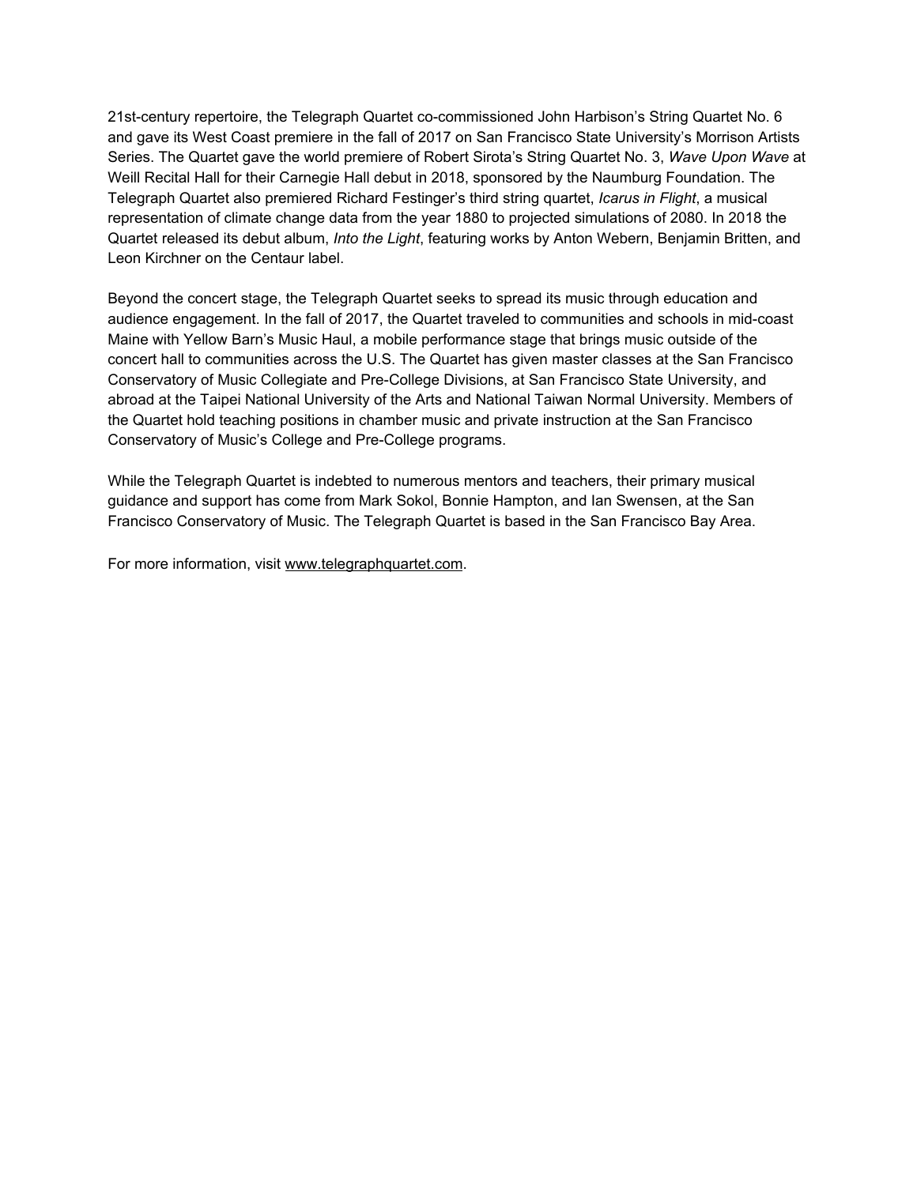21st-century repertoire, the Telegraph Quartet co-commissioned John Harbison's String Quartet No. 6 and gave its West Coast premiere in the fall of 2017 on San Francisco State University's Morrison Artists Series. The Quartet gave the world premiere of Robert Sirota's String Quartet No. 3, *Wave Upon Wave* at Weill Recital Hall for their Carnegie Hall debut in 2018, sponsored by the Naumburg Foundation. The Telegraph Quartet also premiered Richard Festinger's third string quartet, *Icarus in Flight*, a musical representation of climate change data from the year 1880 to projected simulations of 2080. In 2018 the Quartet released its debut album, *Into the Light*, featuring works by Anton Webern, Benjamin Britten, and Leon Kirchner on the Centaur label.

Beyond the concert stage, the Telegraph Quartet seeks to spread its music through education and audience engagement. In the fall of 2017, the Quartet traveled to communities and schools in mid-coast Maine with Yellow Barn's Music Haul, a mobile performance stage that brings music outside of the concert hall to communities across the U.S. The Quartet has given master classes at the San Francisco Conservatory of Music Collegiate and Pre-College Divisions, at San Francisco State University, and abroad at the Taipei National University of the Arts and National Taiwan Normal University. Members of the Quartet hold teaching positions in chamber music and private instruction at the San Francisco Conservatory of Music's College and Pre-College programs.

While the Telegraph Quartet is indebted to numerous mentors and teachers, their primary musical guidance and support has come from Mark Sokol, Bonnie Hampton, and Ian Swensen, at the San Francisco Conservatory of Music. The Telegraph Quartet is based in the San Francisco Bay Area.

For more information, visit www.telegraphquartet.com.